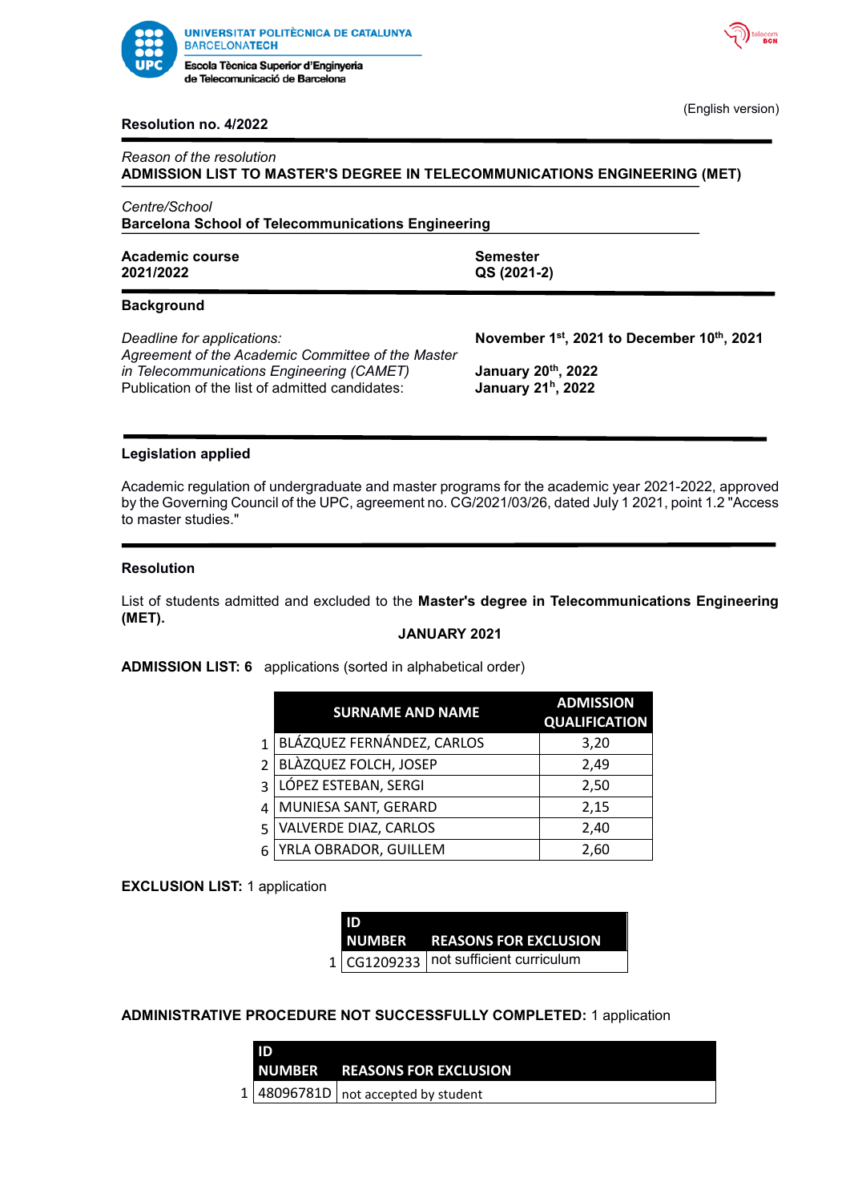UNIVERSITAT POLITÈCNICA DE CATALUNYA
BARCELONATECH
Escola Tècnica Superior d'Enginyeria de Telecomunicació de Barcelona

(English version)

**Resolution no. 4/2022**

*Reason of the resolution*
**ADMISSION LIST TO MASTER'S DEGREE IN TELECOMMUNICATIONS ENGINEERING (MET)**

*Centre/School*
**Barcelona School of Telecommunications Engineering**

| **Academic course** | **Semester** |
|---|---|
| **2021/2022** | **QS (2021-2)** |

## Background

| | |
|---|---|
| *Deadline for applications:* | **November 1st, 2021 to December 10th, 2021** |
| *Agreement of the Academic Committee of the Master in Telecommunications Engineering (CAMET)* | **January 20th, 2022** |
| Publication of the list of admitted candidates: | **January 21h, 2022** |

## Legislation applied

Academic regulation of undergraduate and master programs for the academic year 2021-2022, approved by the Governing Council of the UPC, agreement no. CG/2021/03/26, dated July 1 2021, point 1.2 "Access to master studies."

## Resolution

List of students admitted and excluded to the **Master's degree in Telecommunications Engineering (MET).**

**JANUARY 2021**

**ADMISSION LIST: 6** applications (sorted in alphabetical order)

| | SURNAME AND NAME | ADMISSION QUALIFICATION |
|---|---|---|
| 1 | BLÁZQUEZ FERNÁNDEZ, CARLOS | 3,20 |
| 2 | BLÀZQUEZ FOLCH, JOSEP | 2,49 |
| 3 | LÓPEZ ESTEBAN, SERGI | 2,50 |
| 4 | MUNIESA SANT, GERARD | 2,15 |
| 5 | VALVERDE DIAZ, CARLOS | 2,40 |
| 6 | YRLA OBRADOR, GUILLEM | 2,60 |

**EXCLUSION LIST:** 1 application

| | ID NUMBER | REASONS FOR EXCLUSION |
|---|---|---|
| 1 | CG1209233 | not sufficient curriculum |

**ADMINISTRATIVE PROCEDURE NOT SUCCESSFULLY COMPLETED:** 1 application

| | ID NUMBER | REASONS FOR EXCLUSION |
|---|---|---|
| 1 | 48096781D | not accepted by student |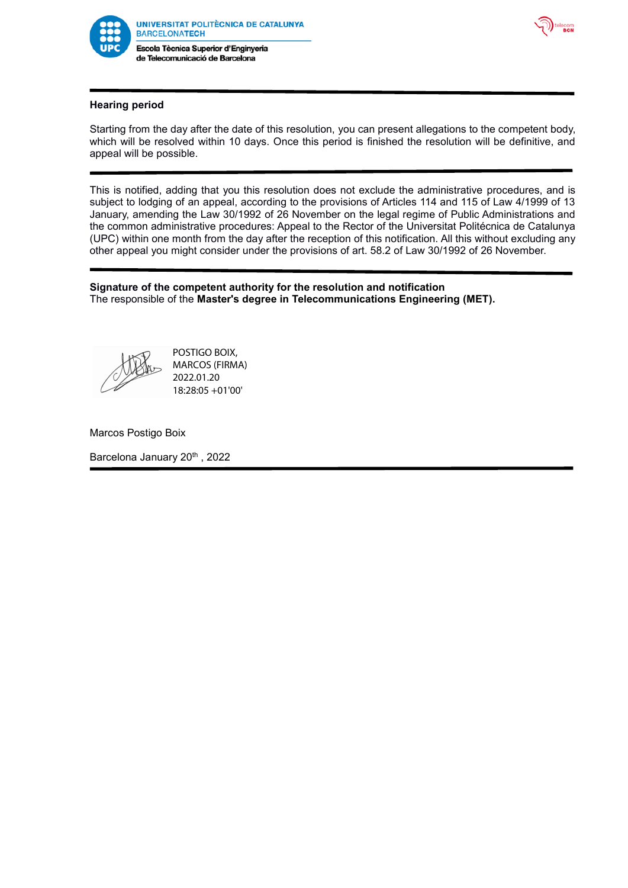**Hearing period**

Starting from the day after the date of this resolution, you can present allegations to the competent body, which will be resolved within 10 days. Once this period is finished the resolution will be definitive, and appeal will be possible.

---

This is notified, adding that you this resolution does not exclude the administrative procedures, and is subject to lodging of an appeal, according to the provisions of Articles 114 and 115 of Law 4/1999 of 13 January, amending the Law 30/1992 of 26 November on the legal regime of Public Administrations and the common administrative procedures: Appeal to the Rector of the Universitat Politécnica de Catalunya (UPC) within one month from the day after the reception of this notification. All this without excluding any other appeal you might consider under the provisions of art. 58.2 of Law 30/1992 of 26 November.

---

**Signature of the competent authority for the resolution and notification**
The responsible of the **Master's degree in Telecommunications Engineering (MET).**

POSTIGO BOIX, MARCOS (FIRMA)
2022.01.20
18:28:05 +01'00'

Marcos Postigo Boix

Barcelona January 20th , 2022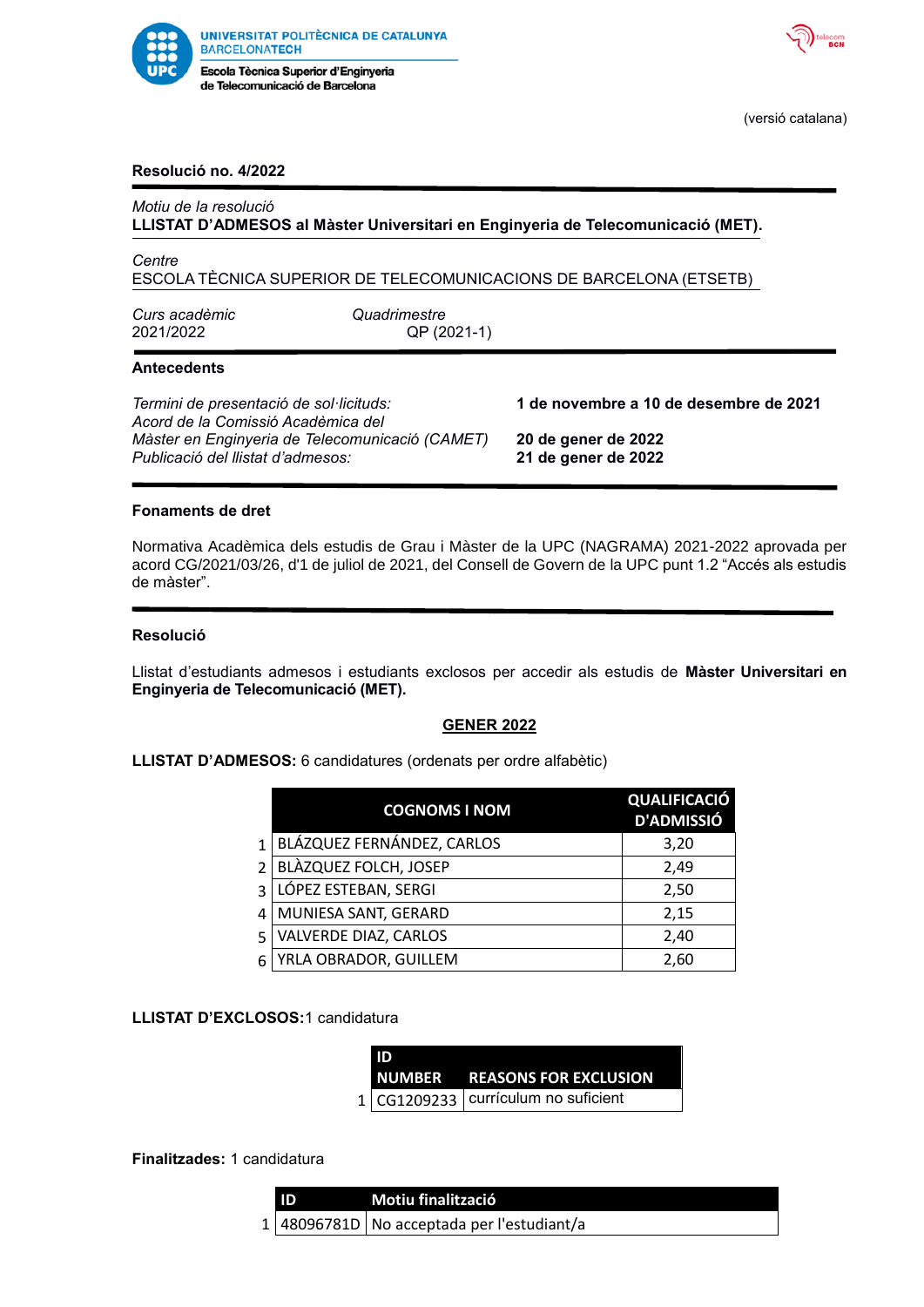UNIVERSITAT POLITÈCNICA DE CATALUNYA
BARCELONATECH
Escola Tècnica Superior d'Enginyeria de Telecomunicació de Barcelona

(versió catalana)

**Resolució no. 4/2022**

*Motiu de la resolució*
**LLISTAT D'ADMESOS al Màster Universitari en Enginyeria de Telecomunicació (MET).**

*Centre*
ESCOLA TÈCNICA SUPERIOR DE TELECOMUNICACIONS DE BARCELONA (ETSETB)

| *Curs acadèmic* | *Quadrimestre* |
|---|---|
| 2021/2022 | QP (2021-1) |

**Antecedents**

| | |
|---|---|
| *Termini de presentació de sol·licituds:* | **1 de novembre a 10 de desembre de 2021** |
| *Acord de la Comissió Acadèmica del Màster en Enginyeria de Telecomunicació (CAMET)* | **20 de gener de 2022** |
| *Publicació del llistat d'admesos:* | **21 de gener de 2022** |

**Fonaments de dret**

Normativa Acadèmica dels estudis de Grau i Màster de la UPC (NAGRAMA) 2021-2022 aprovada per acord CG/2021/03/26, d'1 de juliol de 2021, del Consell de Govern de la UPC punt 1.2 "Accés als estudis de màster".

**Resolució**

Llistat d'estudiants admesos i estudiants exclosos per accedir als estudis de **Màster Universitari en Enginyeria de Telecomunicació (MET).**

**GENER 2022**

**LLISTAT D'ADMESOS:** 6 candidatures (ordenats per ordre alfabètic)

| | COGNOMS I NOM | QUALIFICACIÓ D'ADMISSIÓ |
|---|---|---|
| 1 | BLÁZQUEZ FERNÁNDEZ, CARLOS | 3,20 |
| 2 | BLÀZQUEZ FOLCH, JOSEP | 2,49 |
| 3 | LÓPEZ ESTEBAN, SERGI | 2,50 |
| 4 | MUNIESA SANT, GERARD | 2,15 |
| 5 | VALVERDE DIAZ, CARLOS | 2,40 |
| 6 | YRLA OBRADOR, GUILLEM | 2,60 |

**LLISTAT D'EXCLOSOS:**1 candidatura

| | ID NUMBER | REASONS FOR EXCLUSION |
|---|---|---|
| 1 | CG1209233 | currículum no suficient |

**Finalitzades:** 1 candidatura

| | ID | Motiu finalització |
|---|---|---|
| 1 | 48096781D | No acceptada per l'estudiant/a |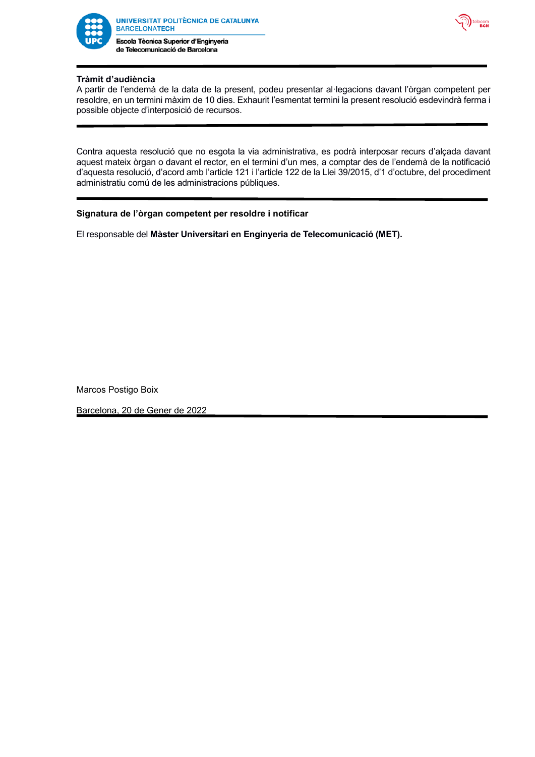**Tràmit d'audiència**

A partir de l'endemà de la data de la present, podeu presentar al·legacions davant l'òrgan competent per resoldre, en un termini màxim de 10 dies. Exhaurit l'esmentat termini la present resolució esdevindrà ferma i possible objecte d'interposició de recursos.

---

Contra aquesta resolució que no esgota la via administrativa, es podrà interposar recurs d'alçada davant aquest mateix òrgan o davant el rector, en el termini d'un mes, a comptar des de l'endemà de la notificació d'aquesta resolució, d'acord amb l'article 121 i l'article 122 de la Llei 39/2015, d'1 d'octubre, del procediment administratiu comú de les administracions públiques.

---

**Signatura de l'òrgan competent per resoldre i notificar**

El responsable del **Màster Universitari en Enginyeria de Telecomunicació (MET).**

Marcos Postigo Boix

Barcelona, 20 de Gener de 2022